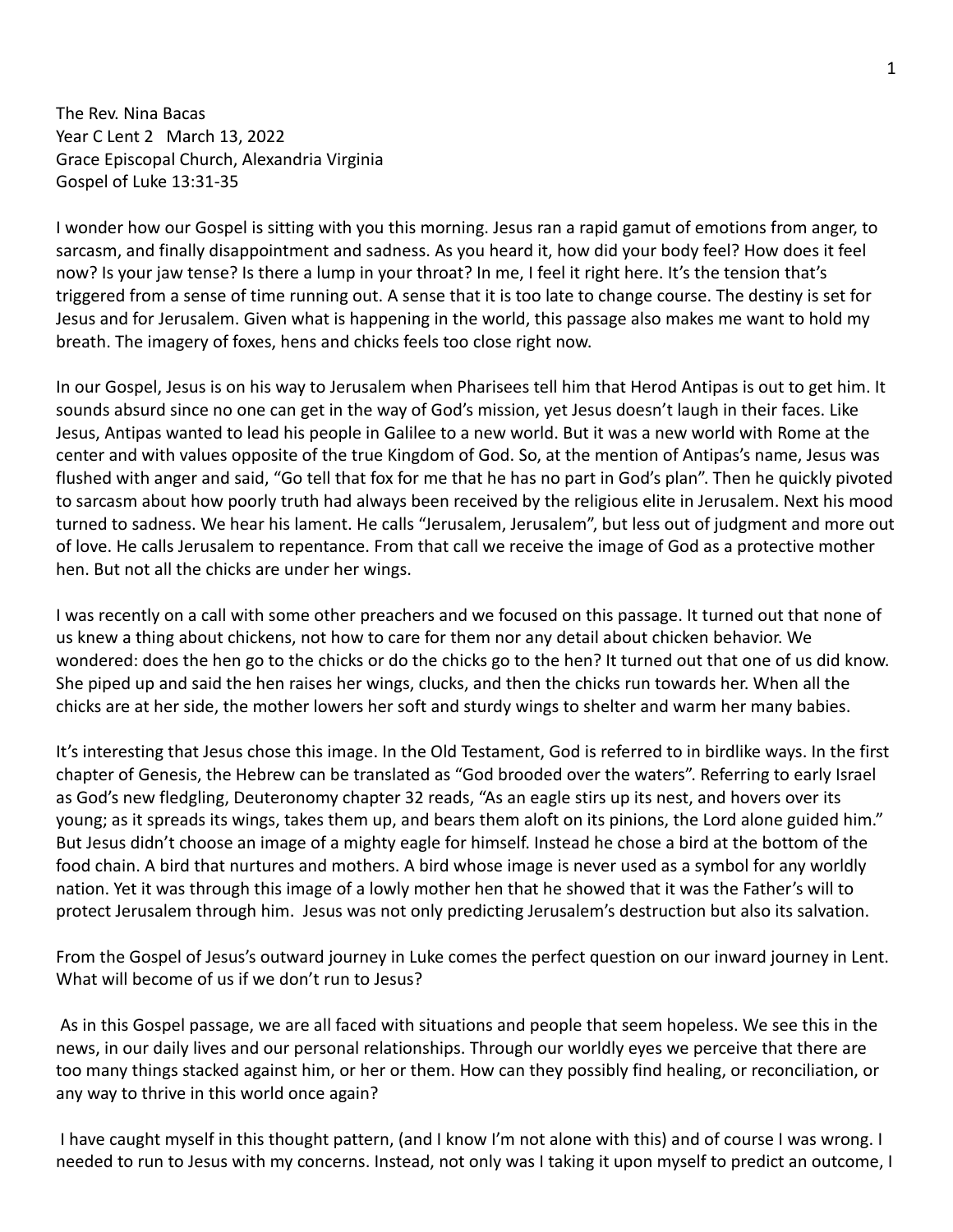The Rev. Nina Bacas
Year C Lent 2 March 13, 2022
Grace Episcopal Church, Alexandria Virginia
Gospel of Luke 13:31-35

I wonder how our Gospel is sitting with you this morning. Jesus ran a rapid gamut of emotions from anger, to sarcasm, and finally disappointment and sadness. As you heard it, how did your body feel? How does it feel now? Is your jaw tense? Is there a lump in your throat? In me, I feel it right here. It's the tension that's triggered from a sense of time running out. A sense that it is too late to change course. The destiny is set for Jesus and for Jerusalem. Given what is happening in the world, this passage also makes me want to hold my breath. The imagery of foxes, hens and chicks feels too close right now.

In our Gospel, Jesus is on his way to Jerusalem when Pharisees tell him that Herod Antipas is out to get him. It sounds absurd since no one can get in the way of God's mission, yet Jesus doesn't laugh in their faces. Like Jesus, Antipas wanted to lead his people in Galilee to a new world. But it was a new world with Rome at the center and with values opposite of the true Kingdom of God. So, at the mention of Antipas's name, Jesus was flushed with anger and said, "Go tell that fox for me that he has no part in God's plan". Then he quickly pivoted to sarcasm about how poorly truth had always been received by the religious elite in Jerusalem. Next his mood turned to sadness. We hear his lament. He calls "Jerusalem, Jerusalem", but less out of judgment and more out of love. He calls Jerusalem to repentance. From that call we receive the image of God as a protective mother hen. But not all the chicks are under her wings.

I was recently on a call with some other preachers and we focused on this passage. It turned out that none of us knew a thing about chickens, not how to care for them nor any detail about chicken behavior. We wondered: does the hen go to the chicks or do the chicks go to the hen? It turned out that one of us did know. She piped up and said the hen raises her wings, clucks, and then the chicks run towards her. When all the chicks are at her side, the mother lowers her soft and sturdy wings to shelter and warm her many babies.

It's interesting that Jesus chose this image. In the Old Testament, God is referred to in birdlike ways. In the first chapter of Genesis, the Hebrew can be translated as "God brooded over the waters". Referring to early Israel as God's new fledgling, Deuteronomy chapter 32 reads, "As an eagle stirs up its nest, and hovers over its young; as it spreads its wings, takes them up, and bears them aloft on its pinions, the Lord alone guided him." But Jesus didn't choose an image of a mighty eagle for himself. Instead he chose a bird at the bottom of the food chain. A bird that nurtures and mothers. A bird whose image is never used as a symbol for any worldly nation. Yet it was through this image of a lowly mother hen that he showed that it was the Father's will to protect Jerusalem through him. Jesus was not only predicting Jerusalem's destruction but also its salvation.

From the Gospel of Jesus's outward journey in Luke comes the perfect question on our inward journey in Lent. What will become of us if we don't run to Jesus?

As in this Gospel passage, we are all faced with situations and people that seem hopeless. We see this in the news, in our daily lives and our personal relationships. Through our worldly eyes we perceive that there are too many things stacked against him, or her or them. How can they possibly find healing, or reconciliation, or any way to thrive in this world once again?

I have caught myself in this thought pattern, (and I know I'm not alone with this) and of course I was wrong. I needed to run to Jesus with my concerns. Instead, not only was I taking it upon myself to predict an outcome, I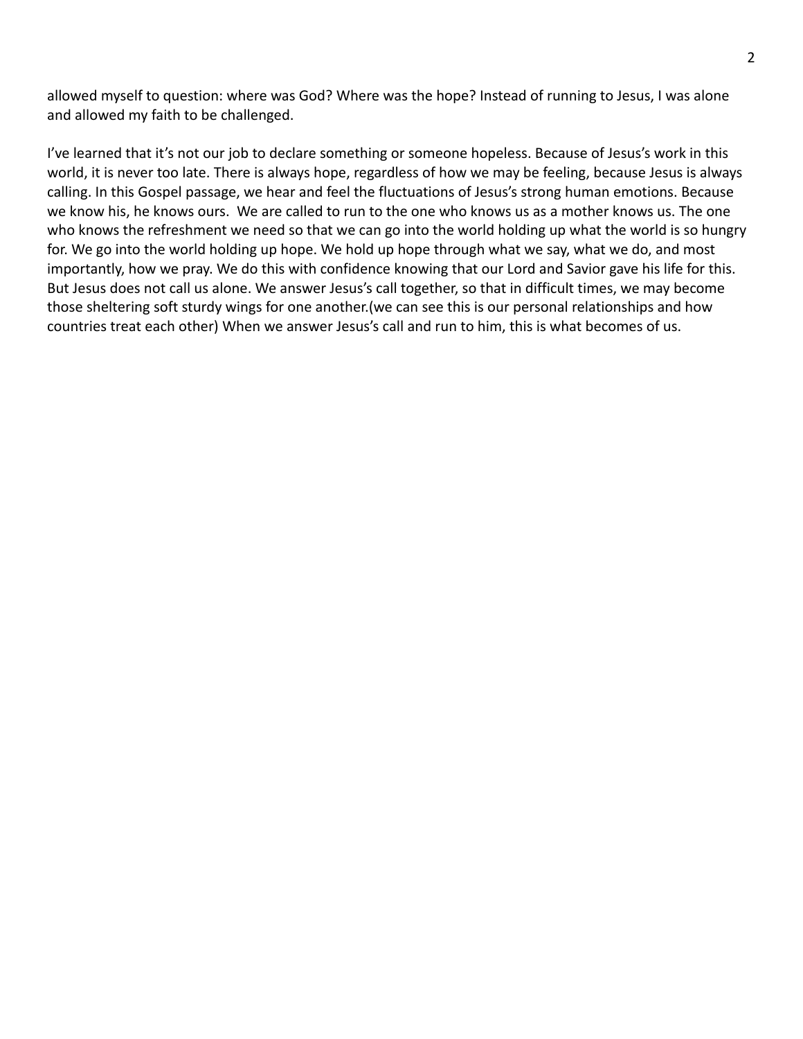allowed myself to question: where was God? Where was the hope? Instead of running to Jesus, I was alone and allowed my faith to be challenged.

I've learned that it's not our job to declare something or someone hopeless. Because of Jesus's work in this world, it is never too late. There is always hope, regardless of how we may be feeling, because Jesus is always calling. In this Gospel passage, we hear and feel the fluctuations of Jesus's strong human emotions. Because we know his, he knows ours.  We are called to run to the one who knows us as a mother knows us. The one who knows the refreshment we need so that we can go into the world holding up what the world is so hungry for. We go into the world holding up hope. We hold up hope through what we say, what we do, and most importantly, how we pray. We do this with confidence knowing that our Lord and Savior gave his life for this. But Jesus does not call us alone. We answer Jesus's call together, so that in difficult times, we may become those sheltering soft sturdy wings for one another.(we can see this is our personal relationships and how countries treat each other) When we answer Jesus's call and run to him, this is what becomes of us.